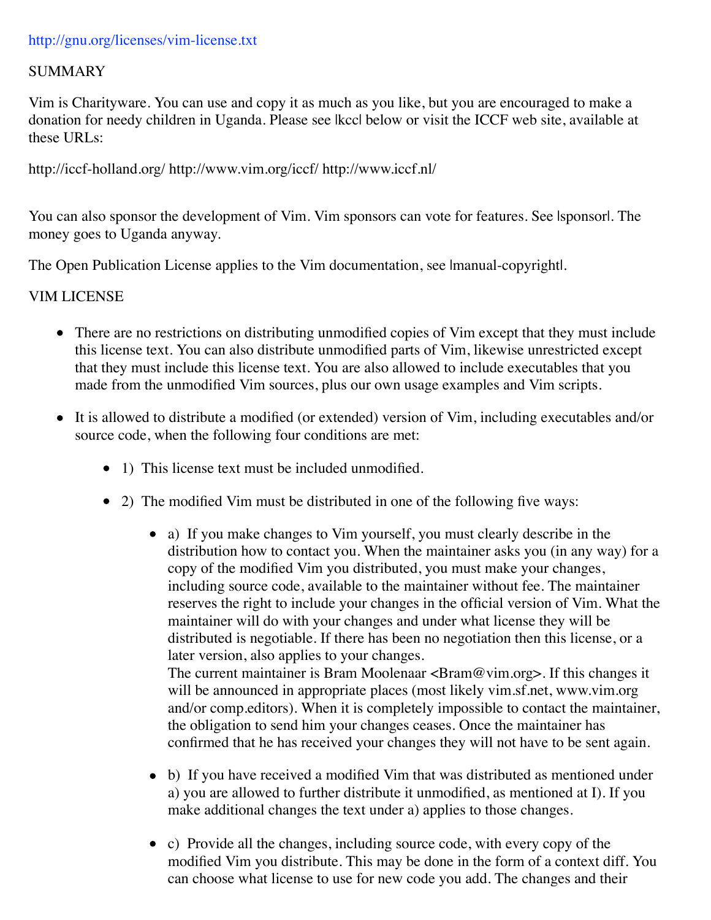http://gnu.org/licenses/vim-license.txt

SUMMARY

Vim is Charityware. You can use and copy it as much as you like, but you are encouraged to make a donation for needy children in Uganda. Please see |kcc| below or visit the ICCF web site, available at these URLs:

http://iccf-holland.org/ http://www.vim.org/iccf/ http://www.iccf.nl/

You can also sponsor the development of Vim. Vim sponsors can vote for features. See |sponsor|. The money goes to Uganda anyway.

The Open Publication License applies to the Vim documentation, see |manual-copyright|.

VIM LICENSE

- There are no restrictions on distributing unmodified copies of Vim except that they must include this license text. You can also distribute unmodified parts of Vim, likewise unrestricted except that they must include this license text. You are also allowed to include executables that you made from the unmodified Vim sources, plus our own usage examples and Vim scripts.
- It is allowed to distribute a modified (or extended) version of Vim, including executables and/or source code, when the following four conditions are met:
    - 1) This license text must be included unmodified.
    - 2) The modified Vim must be distributed in one of the following five ways:
        - a) If you make changes to Vim yourself, you must clearly describe in the distribution how to contact you. When the maintainer asks you (in any way) for a copy of the modified Vim you distributed, you must make your changes, including source code, available to the maintainer without fee. The maintainer reserves the right to include your changes in the official version of Vim. What the maintainer will do with your changes and under what license they will be distributed is negotiable. If there has been no negotiation then this license, or a later version, also applies to your changes.  
          The current maintainer is Bram Moolenaar <Bram@vim.org>. If this changes it will be announced in appropriate places (most likely vim.sf.net, www.vim.org and/or comp.editors). When it is completely impossible to contact the maintainer, the obligation to send him your changes ceases. Once the maintainer has confirmed that he has received your changes they will not have to be sent again.
        - b) If you have received a modified Vim that was distributed as mentioned under a) you are allowed to further distribute it unmodified, as mentioned at I). If you make additional changes the text under a) applies to those changes.
        - c) Provide all the changes, including source code, with every copy of the modified Vim you distribute. This may be done in the form of a context diff. You can choose what license to use for new code you add. The changes and their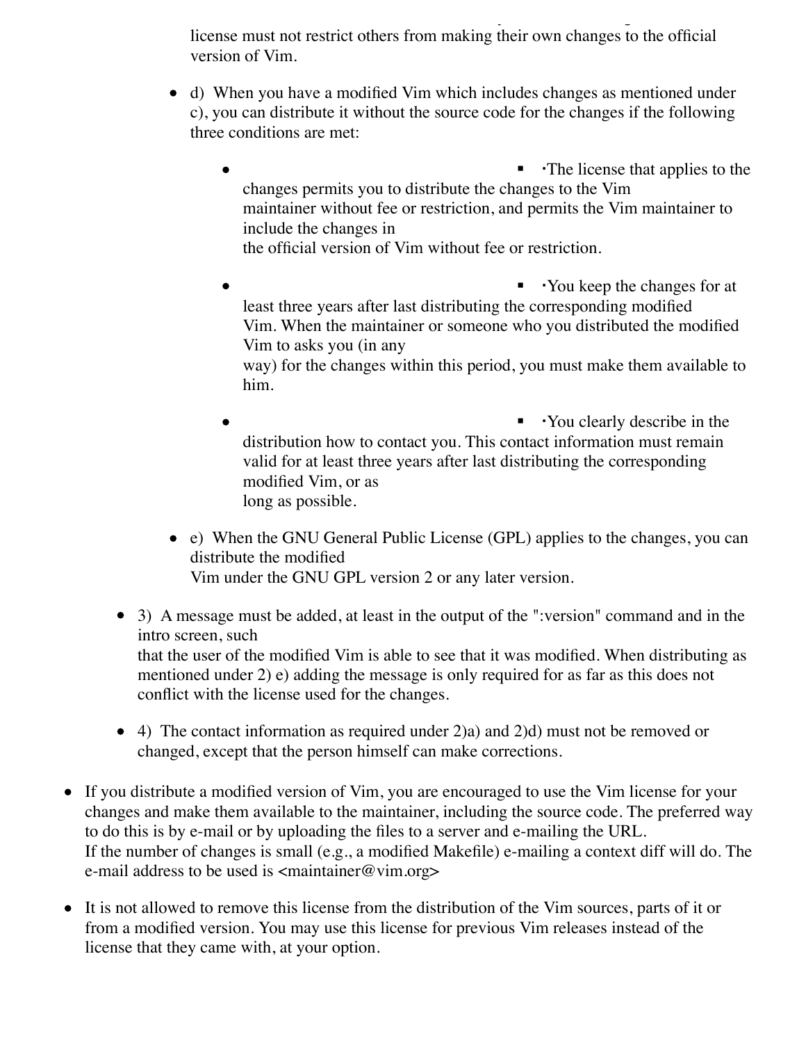license must not restrict others from making their own changes to the official version of Vim.

- d) When you have a modified Vim which includes changes as mentioned under c), you can distribute it without the source code for the changes if the following three conditions are met:

    - ▪ ·The license that applies to the changes permits you to distribute the changes to the Vim maintainer without fee or restriction, and permits the Vim maintainer to include the changes in the official version of Vim without fee or restriction.

    - ▪ ·You keep the changes for at least three years after last distributing the corresponding modified Vim. When the maintainer or someone who you distributed the modified Vim to asks you (in any way) for the changes within this period, you must make them available to him.

    - ▪ ·You clearly describe in the distribution how to contact you. This contact information must remain valid for at least three years after last distributing the corresponding modified Vim, or as long as possible.

- e) When the GNU General Public License (GPL) applies to the changes, you can distribute the modified Vim under the GNU GPL version 2 or any later version.

- 3) A message must be added, at least in the output of the ":version" command and in the intro screen, such that the user of the modified Vim is able to see that it was modified. When distributing as mentioned under 2) e) adding the message is only required for as far as this does not conflict with the license used for the changes.

- 4) The contact information as required under 2)a) and 2)d) must not be removed or changed, except that the person himself can make corrections.

- If you distribute a modified version of Vim, you are encouraged to use the Vim license for your changes and make them available to the maintainer, including the source code. The preferred way to do this is by e-mail or by uploading the files to a server and e-mailing the URL. If the number of changes is small (e.g., a modified Makefile) e-mailing a context diff will do. The e-mail address to be used is <maintainer@vim.org>

- It is not allowed to remove this license from the distribution of the Vim sources, parts of it or from a modified version. You may use this license for previous Vim releases instead of the license that they came with, at your option.